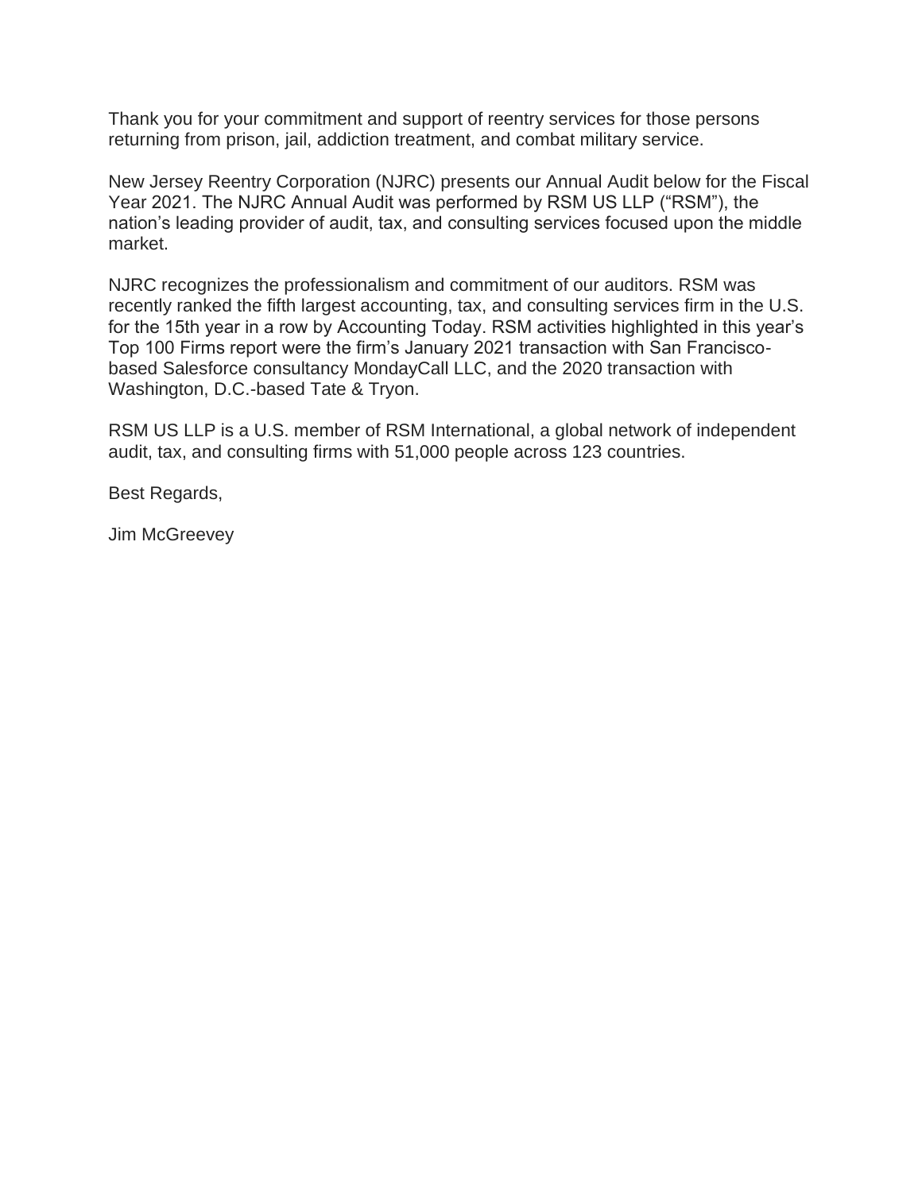Thank you for your commitment and support of reentry services for those persons returning from prison, jail, addiction treatment, and combat military service.

New Jersey Reentry Corporation (NJRC) presents our Annual Audit below for the Fiscal Year 2021. The NJRC Annual Audit was performed by RSM US LLP ("RSM"), the nation's leading provider of audit, tax, and consulting services focused upon the middle market.

NJRC recognizes the professionalism and commitment of our auditors. RSM was recently ranked the fifth largest accounting, tax, and consulting services firm in the U.S. for the 15th year in a row by Accounting Today. RSM activities highlighted in this year's Top 100 Firms report were the firm's January 2021 transaction with San Francisco-based Salesforce consultancy MondayCall LLC, and the 2020 transaction with Washington, D.C.-based Tate & Tryon.

RSM US LLP is a U.S. member of RSM International, a global network of independent audit, tax, and consulting firms with 51,000 people across 123 countries.

Best Regards,

Jim McGreevey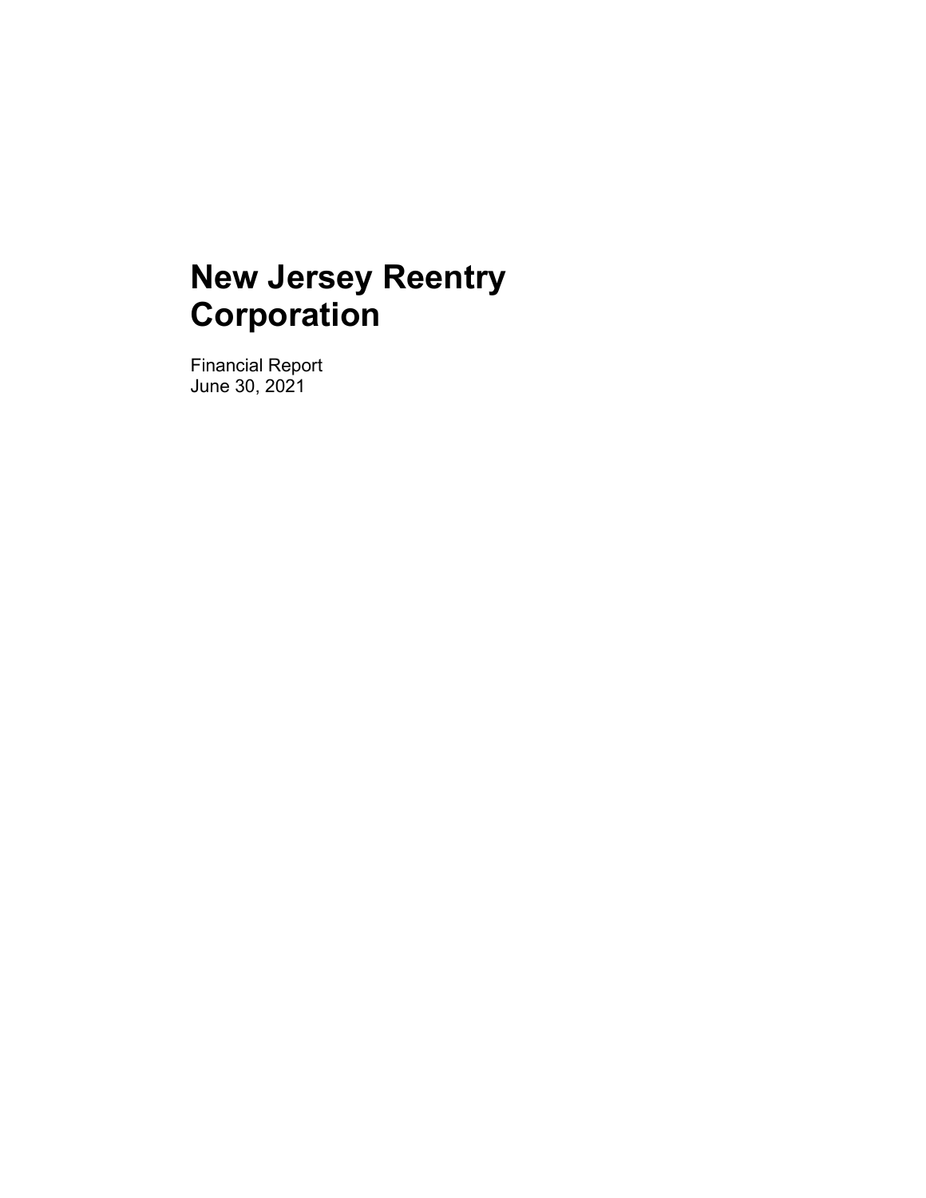# New Jersey Reentry Corporation

Financial Report
June 30, 2021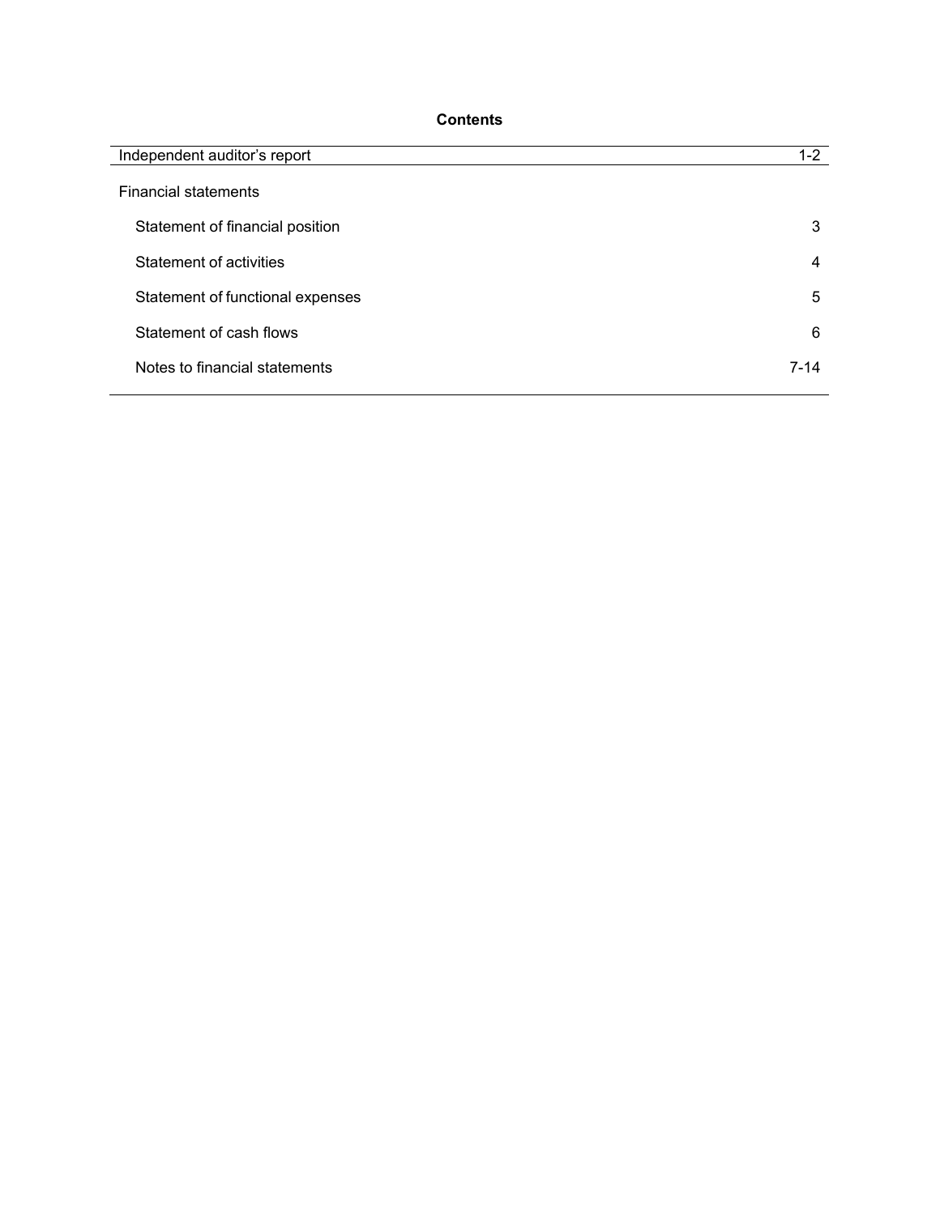## Contents

| | |
|---|---|
| Independent auditor's report | 1-2 |
| Financial statements | |
| Statement of financial position | 3 |
| Statement of activities | 4 |
| Statement of functional expenses | 5 |
| Statement of cash flows | 6 |
| Notes to financial statements | 7-14 |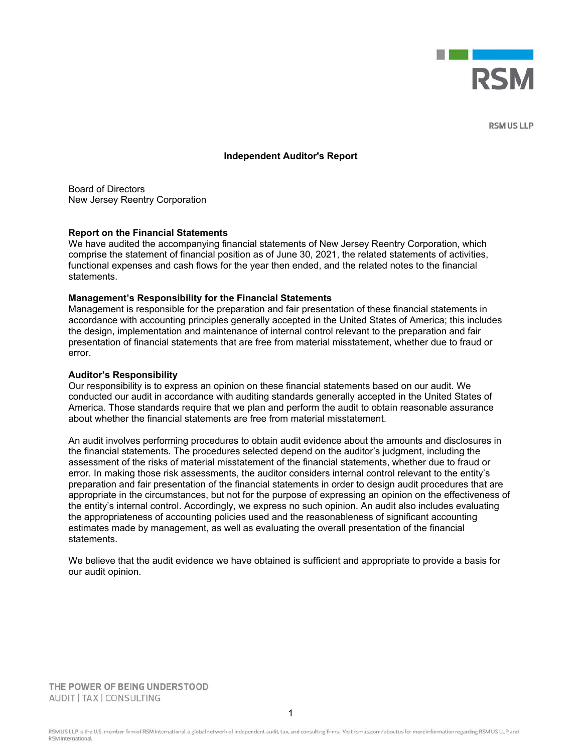RSM

RSM US LLP

# Independent Auditor's Report

Board of Directors
New Jersey Reentry Corporation

**Report on the Financial Statements**
We have audited the accompanying financial statements of New Jersey Reentry Corporation, which comprise the statement of financial position as of June 30, 2021, the related statements of activities, functional expenses and cash flows for the year then ended, and the related notes to the financial statements.

**Management's Responsibility for the Financial Statements**
Management is responsible for the preparation and fair presentation of these financial statements in accordance with accounting principles generally accepted in the United States of America; this includes the design, implementation and maintenance of internal control relevant to the preparation and fair presentation of financial statements that are free from material misstatement, whether due to fraud or error.

**Auditor's Responsibility**
Our responsibility is to express an opinion on these financial statements based on our audit. We conducted our audit in accordance with auditing standards generally accepted in the United States of America. Those standards require that we plan and perform the audit to obtain reasonable assurance about whether the financial statements are free from material misstatement.

An audit involves performing procedures to obtain audit evidence about the amounts and disclosures in the financial statements. The procedures selected depend on the auditor's judgment, including the assessment of the risks of material misstatement of the financial statements, whether due to fraud or error. In making those risk assessments, the auditor considers internal control relevant to the entity's preparation and fair presentation of the financial statements in order to design audit procedures that are appropriate in the circumstances, but not for the purpose of expressing an opinion on the effectiveness of the entity's internal control. Accordingly, we express no such opinion. An audit also includes evaluating the appropriateness of accounting policies used and the reasonableness of significant accounting estimates made by management, as well as evaluating the overall presentation of the financial statements.

We believe that the audit evidence we have obtained is sufficient and appropriate to provide a basis for our audit opinion.

THE POWER OF BEING UNDERSTOOD
AUDIT | TAX | CONSULTING

RSM US LLP is the U.S. member firm of RSM International, a global network of independent audit, tax, and consulting firms. Visit rsmus.com/aboutus for more information regarding RSM US LLP and RSM International.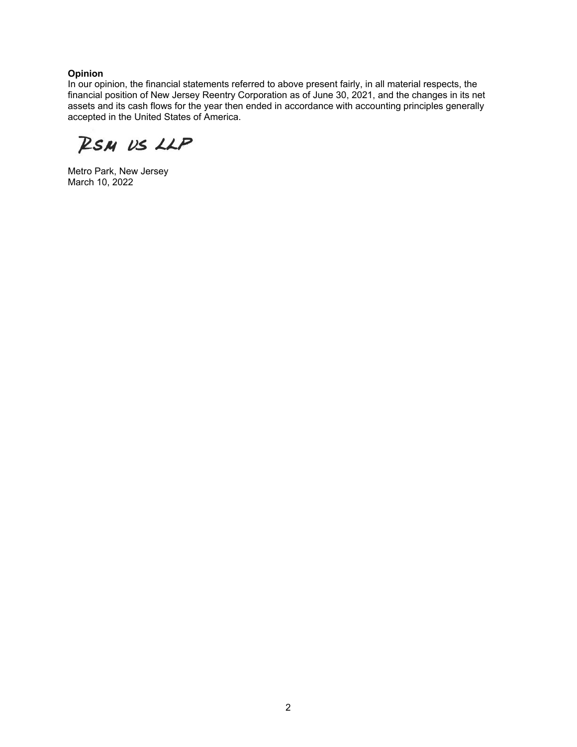**Opinion**

In our opinion, the financial statements referred to above present fairly, in all material respects, the financial position of New Jersey Reentry Corporation as of June 30, 2021, and the changes in its net assets and its cash flows for the year then ended in accordance with accounting principles generally accepted in the United States of America.

RSM US LLP

Metro Park, New Jersey
March 10, 2022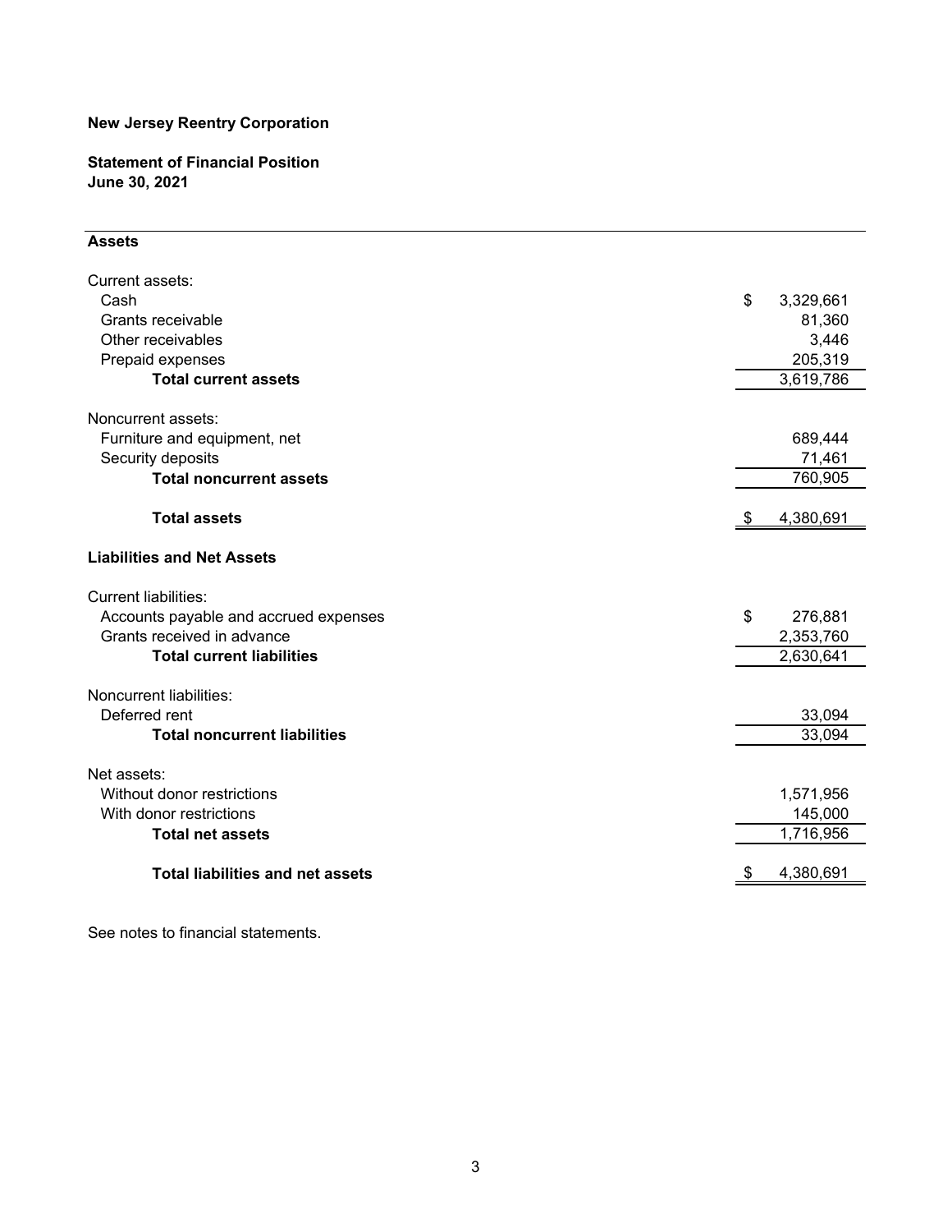**New Jersey Reentry Corporation**

**Statement of Financial Position**
**June 30, 2021**

| | |
|---|---|
| **Assets** | |
| Current assets: | |
| Cash | $ 3,329,661 |
| Grants receivable | 81,360 |
| Other receivables | 3,446 |
| Prepaid expenses | 205,319 |
| **Total current assets** | 3,619,786 |
| Noncurrent assets: | |
| Furniture and equipment, net | 689,444 |
| Security deposits | 71,461 |
| **Total noncurrent assets** | 760,905 |
| **Total assets** | $ 4,380,691 |
| **Liabilities and Net Assets** | |
| Current liabilities: | |
| Accounts payable and accrued expenses | $ 276,881 |
| Grants received in advance | 2,353,760 |
| **Total current liabilities** | 2,630,641 |
| Noncurrent liabilities: | |
| Deferred rent | 33,094 |
| **Total noncurrent liabilities** | 33,094 |
| Net assets: | |
| Without donor restrictions | 1,571,956 |
| With donor restrictions | 145,000 |
| **Total net assets** | 1,716,956 |
| **Total liabilities and net assets** | $ 4,380,691 |

See notes to financial statements.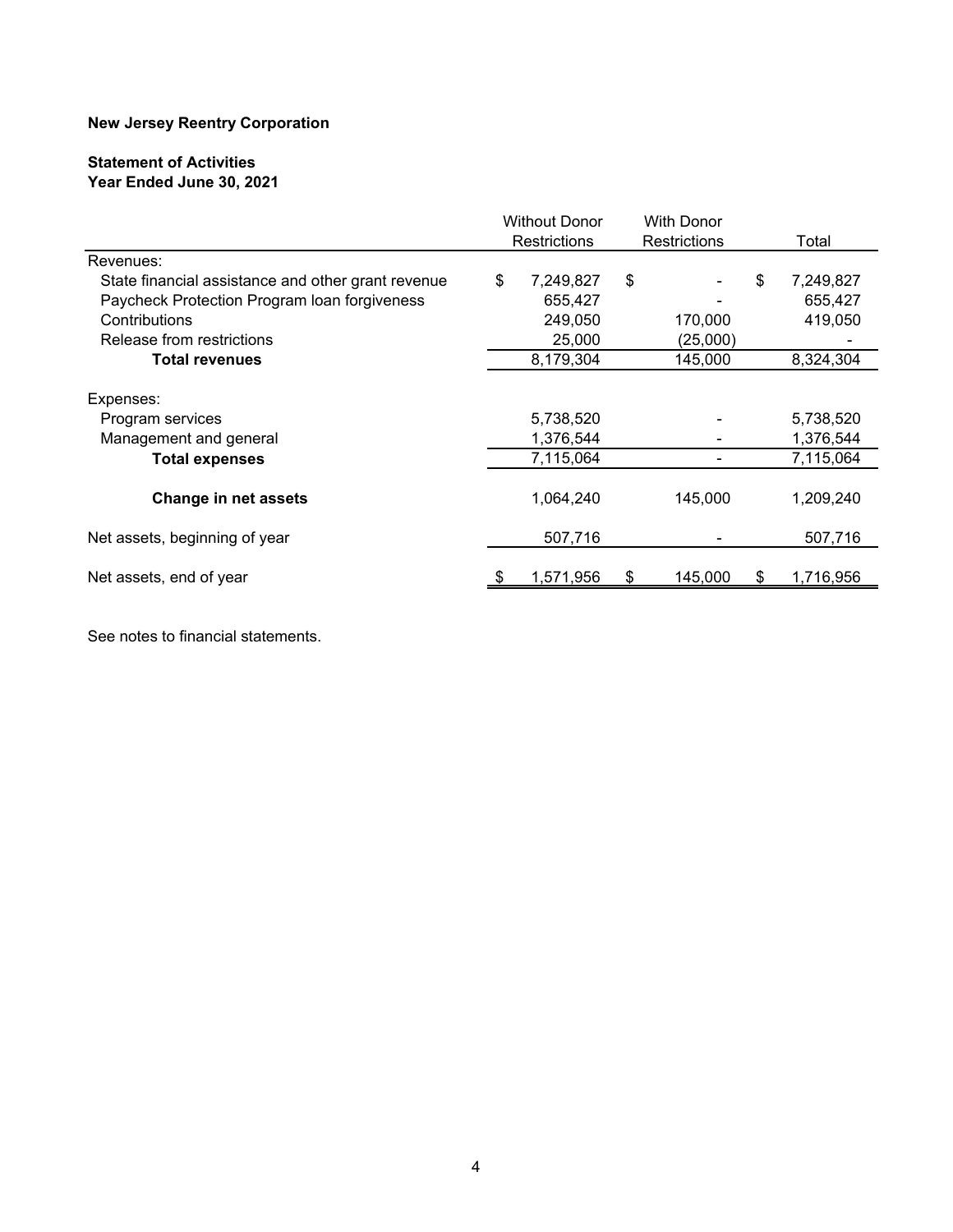**New Jersey Reentry Corporation**

**Statement of Activities**
**Year Ended June 30, 2021**

| | Without Donor Restrictions | With Donor Restrictions | Total |
|---|---|---|---|
| Revenues: | | | |
| State financial assistance and other grant revenue | $ 7,249,827 | $ - | $ 7,249,827 |
| Paycheck Protection Program loan forgiveness | 655,427 | - | 655,427 |
| Contributions | 249,050 | 170,000 | 419,050 |
| Release from restrictions | 25,000 | (25,000) | - |
| **Total revenues** | 8,179,304 | 145,000 | 8,324,304 |
| Expenses: | | | |
| Program services | 5,738,520 | - | 5,738,520 |
| Management and general | 1,376,544 | - | 1,376,544 |
| **Total expenses** | 7,115,064 | - | 7,115,064 |
| **Change in net assets** | 1,064,240 | 145,000 | 1,209,240 |
| Net assets, beginning of year | 507,716 | - | 507,716 |
| Net assets, end of year | $ 1,571,956 | $ 145,000 | $ 1,716,956 |

See notes to financial statements.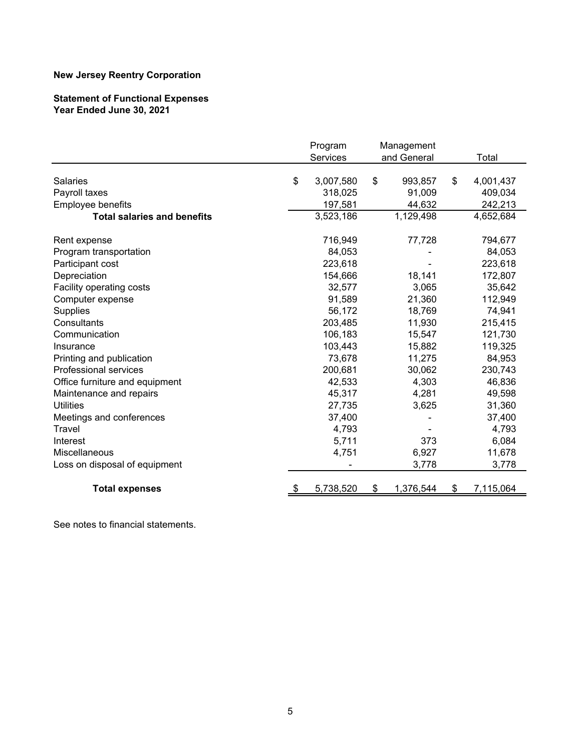**New Jersey Reentry Corporation**

**Statement of Functional Expenses**
**Year Ended June 30, 2021**

| | Program Services | Management and General | Total |
|---|---|---|---|
| Salaries | $ 3,007,580 | $ 993,857 | $ 4,001,437 |
| Payroll taxes | 318,025 | 91,009 | 409,034 |
| Employee benefits | 197,581 | 44,632 | 242,213 |
| **Total salaries and benefits** | 3,523,186 | 1,129,498 | 4,652,684 |
| Rent expense | 716,949 | 77,728 | 794,677 |
| Program transportation | 84,053 | - | 84,053 |
| Participant cost | 223,618 | - | 223,618 |
| Depreciation | 154,666 | 18,141 | 172,807 |
| Facility operating costs | 32,577 | 3,065 | 35,642 |
| Computer expense | 91,589 | 21,360 | 112,949 |
| Supplies | 56,172 | 18,769 | 74,941 |
| Consultants | 203,485 | 11,930 | 215,415 |
| Communication | 106,183 | 15,547 | 121,730 |
| Insurance | 103,443 | 15,882 | 119,325 |
| Printing and publication | 73,678 | 11,275 | 84,953 |
| Professional services | 200,681 | 30,062 | 230,743 |
| Office furniture and equipment | 42,533 | 4,303 | 46,836 |
| Maintenance and repairs | 45,317 | 4,281 | 49,598 |
| Utilities | 27,735 | 3,625 | 31,360 |
| Meetings and conferences | 37,400 | - | 37,400 |
| Travel | 4,793 | - | 4,793 |
| Interest | 5,711 | 373 | 6,084 |
| Miscellaneous | 4,751 | 6,927 | 11,678 |
| Loss on disposal of equipment | - | 3,778 | 3,778 |
| **Total expenses** | $ 5,738,520 | $ 1,376,544 | $ 7,115,064 |

See notes to financial statements.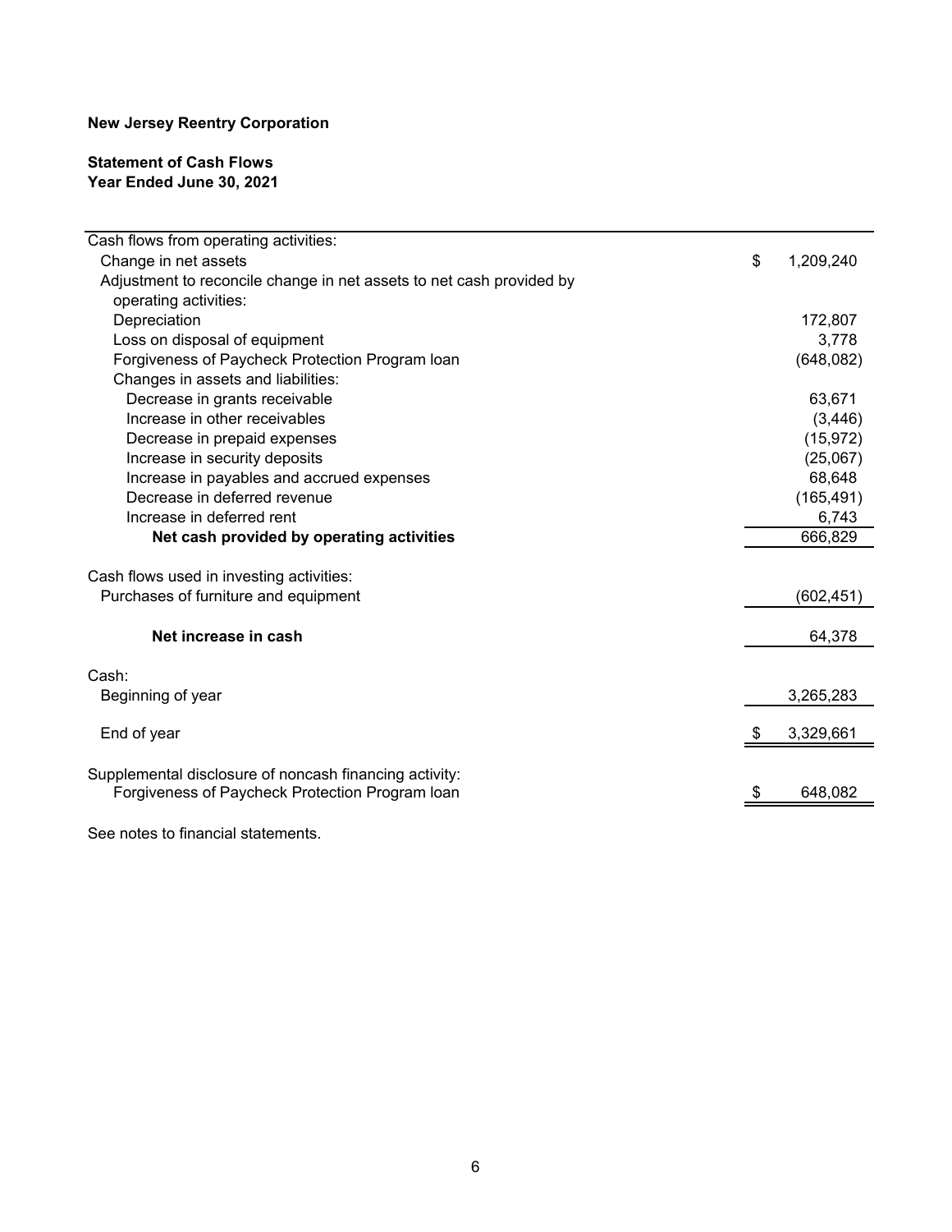**New Jersey Reentry Corporation**

**Statement of Cash Flows**
**Year Ended June 30, 2021**

| | |
|---|---|
| Cash flows from operating activities: | |
| Change in net assets | $ 1,209,240 |
| Adjustment to reconcile change in net assets to net cash provided by operating activities: | |
| Depreciation | 172,807 |
| Loss on disposal of equipment | 3,778 |
| Forgiveness of Paycheck Protection Program loan | (648,082) |
| Changes in assets and liabilities: | |
| Decrease in grants receivable | 63,671 |
| Increase in other receivables | (3,446) |
| Decrease in prepaid expenses | (15,972) |
| Increase in security deposits | (25,067) |
| Increase in payables and accrued expenses | 68,648 |
| Decrease in deferred revenue | (165,491) |
| Increase in deferred rent | 6,743 |
| **Net cash provided by operating activities** | 666,829 |
| | |
| Cash flows used in investing activities: | |
| Purchases of furniture and equipment | (602,451) |
| | |
| **Net increase in cash** | 64,378 |
| | |
| Cash: | |
| Beginning of year | 3,265,283 |
| | |
| End of year | $ 3,329,661 |
| | |
| Supplemental disclosure of noncash financing activity: | |
| Forgiveness of Paycheck Protection Program loan | $ 648,082 |

See notes to financial statements.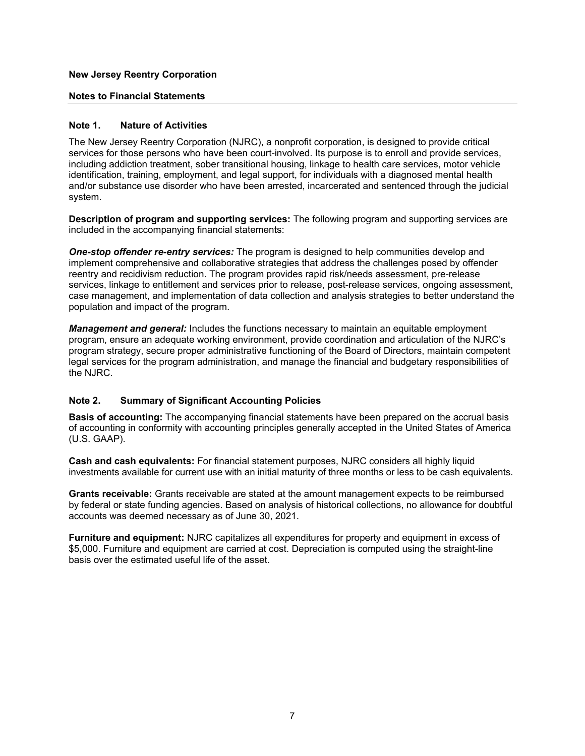**New Jersey Reentry Corporation**

**Notes to Financial Statements**

## Note 1. Nature of Activities

The New Jersey Reentry Corporation (NJRC), a nonprofit corporation, is designed to provide critical services for those persons who have been court-involved. Its purpose is to enroll and provide services, including addiction treatment, sober transitional housing, linkage to health care services, motor vehicle identification, training, employment, and legal support, for individuals with a diagnosed mental health and/or substance use disorder who have been arrested, incarcerated and sentenced through the judicial system.

**Description of program and supporting services:** The following program and supporting services are included in the accompanying financial statements:

***One-stop offender re-entry services:*** The program is designed to help communities develop and implement comprehensive and collaborative strategies that address the challenges posed by offender reentry and recidivism reduction. The program provides rapid risk/needs assessment, pre-release services, linkage to entitlement and services prior to release, post-release services, ongoing assessment, case management, and implementation of data collection and analysis strategies to better understand the population and impact of the program.

***Management and general:*** Includes the functions necessary to maintain an equitable employment program, ensure an adequate working environment, provide coordination and articulation of the NJRC's program strategy, secure proper administrative functioning of the Board of Directors, maintain competent legal services for the program administration, and manage the financial and budgetary responsibilities of the NJRC.

## Note 2. Summary of Significant Accounting Policies

**Basis of accounting:** The accompanying financial statements have been prepared on the accrual basis of accounting in conformity with accounting principles generally accepted in the United States of America (U.S. GAAP).

**Cash and cash equivalents:** For financial statement purposes, NJRC considers all highly liquid investments available for current use with an initial maturity of three months or less to be cash equivalents.

**Grants receivable:** Grants receivable are stated at the amount management expects to be reimbursed by federal or state funding agencies. Based on analysis of historical collections, no allowance for doubtful accounts was deemed necessary as of June 30, 2021.

**Furniture and equipment:** NJRC capitalizes all expenditures for property and equipment in excess of $5,000. Furniture and equipment are carried at cost. Depreciation is computed using the straight-line basis over the estimated useful life of the asset.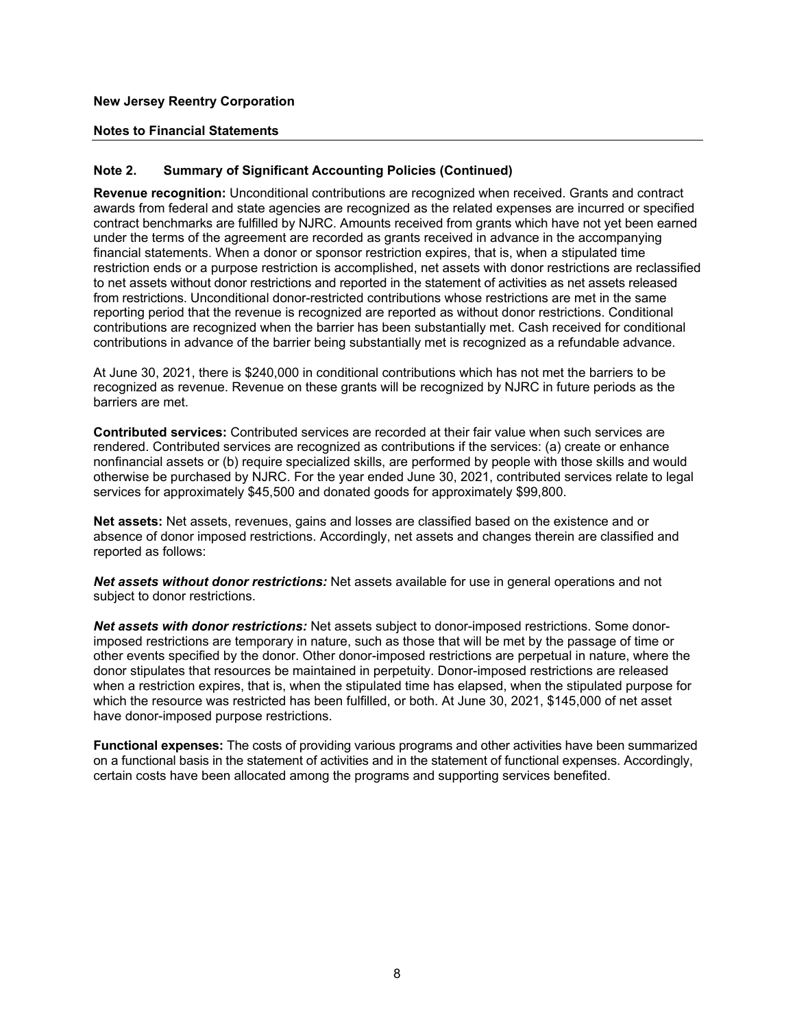**New Jersey Reentry Corporation**

**Notes to Financial Statements**

**Note 2. Summary of Significant Accounting Policies (Continued)**

**Revenue recognition:** Unconditional contributions are recognized when received. Grants and contract awards from federal and state agencies are recognized as the related expenses are incurred or specified contract benchmarks are fulfilled by NJRC. Amounts received from grants which have not yet been earned under the terms of the agreement are recorded as grants received in advance in the accompanying financial statements. When a donor or sponsor restriction expires, that is, when a stipulated time restriction ends or a purpose restriction is accomplished, net assets with donor restrictions are reclassified to net assets without donor restrictions and reported in the statement of activities as net assets released from restrictions. Unconditional donor-restricted contributions whose restrictions are met in the same reporting period that the revenue is recognized are reported as without donor restrictions. Conditional contributions are recognized when the barrier has been substantially met. Cash received for conditional contributions in advance of the barrier being substantially met is recognized as a refundable advance.

At June 30, 2021, there is $240,000 in conditional contributions which has not met the barriers to be recognized as revenue. Revenue on these grants will be recognized by NJRC in future periods as the barriers are met.

**Contributed services:** Contributed services are recorded at their fair value when such services are rendered. Contributed services are recognized as contributions if the services: (a) create or enhance nonfinancial assets or (b) require specialized skills, are performed by people with those skills and would otherwise be purchased by NJRC. For the year ended June 30, 2021, contributed services relate to legal services for approximately $45,500 and donated goods for approximately $99,800.

**Net assets:** Net assets, revenues, gains and losses are classified based on the existence and or absence of donor imposed restrictions. Accordingly, net assets and changes therein are classified and reported as follows:

***Net assets without donor restrictions:*** Net assets available for use in general operations and not subject to donor restrictions.

***Net assets with donor restrictions:*** Net assets subject to donor-imposed restrictions. Some donor-imposed restrictions are temporary in nature, such as those that will be met by the passage of time or other events specified by the donor. Other donor-imposed restrictions are perpetual in nature, where the donor stipulates that resources be maintained in perpetuity. Donor-imposed restrictions are released when a restriction expires, that is, when the stipulated time has elapsed, when the stipulated purpose for which the resource was restricted has been fulfilled, or both. At June 30, 2021, $145,000 of net asset have donor-imposed purpose restrictions.

**Functional expenses:** The costs of providing various programs and other activities have been summarized on a functional basis in the statement of activities and in the statement of functional expenses. Accordingly, certain costs have been allocated among the programs and supporting services benefited.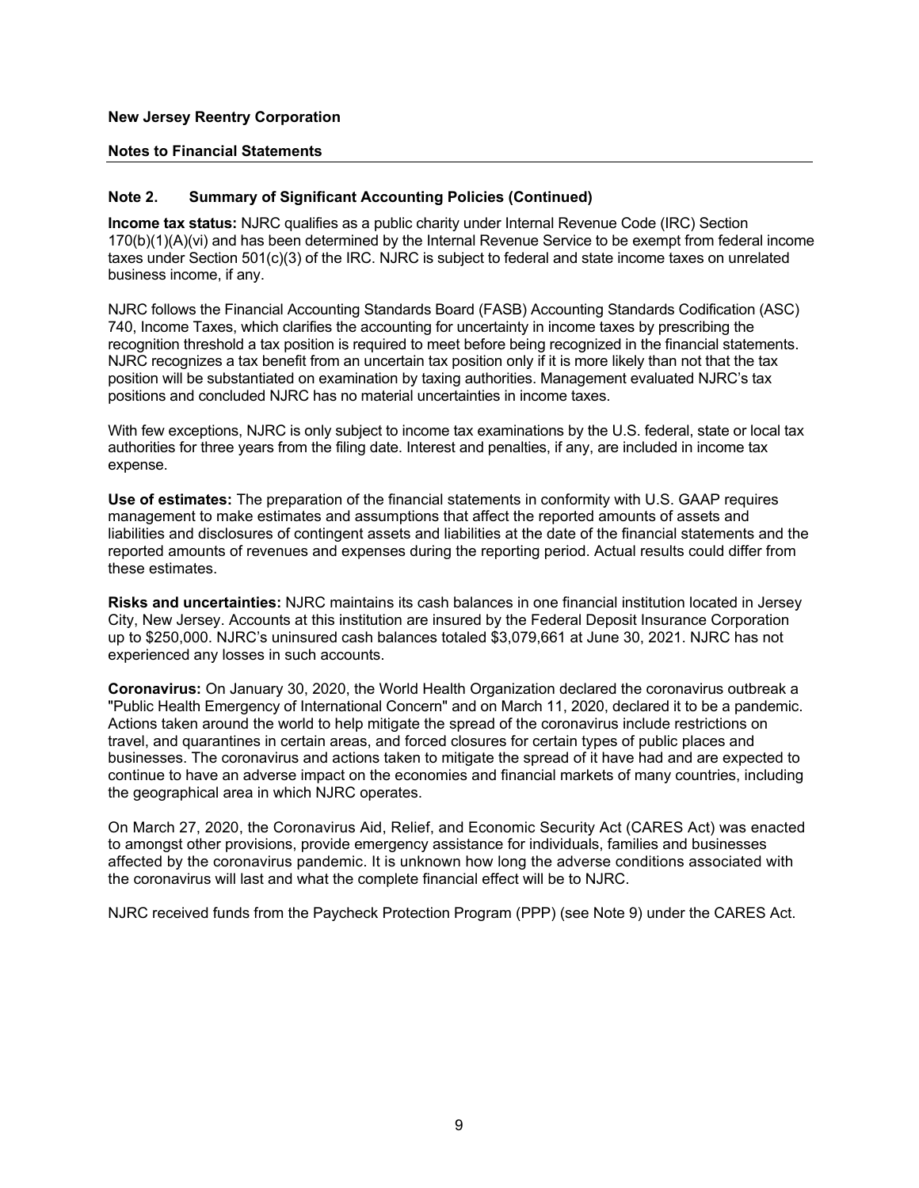**New Jersey Reentry Corporation**

**Notes to Financial Statements**

## Note 2. Summary of Significant Accounting Policies (Continued)

**Income tax status:** NJRC qualifies as a public charity under Internal Revenue Code (IRC) Section 170(b)(1)(A)(vi) and has been determined by the Internal Revenue Service to be exempt from federal income taxes under Section 501(c)(3) of the IRC. NJRC is subject to federal and state income taxes on unrelated business income, if any.

NJRC follows the Financial Accounting Standards Board (FASB) Accounting Standards Codification (ASC) 740, Income Taxes, which clarifies the accounting for uncertainty in income taxes by prescribing the recognition threshold a tax position is required to meet before being recognized in the financial statements. NJRC recognizes a tax benefit from an uncertain tax position only if it is more likely than not that the tax position will be substantiated on examination by taxing authorities. Management evaluated NJRC's tax positions and concluded NJRC has no material uncertainties in income taxes.

With few exceptions, NJRC is only subject to income tax examinations by the U.S. federal, state or local tax authorities for three years from the filing date. Interest and penalties, if any, are included in income tax expense.

**Use of estimates:** The preparation of the financial statements in conformity with U.S. GAAP requires management to make estimates and assumptions that affect the reported amounts of assets and liabilities and disclosures of contingent assets and liabilities at the date of the financial statements and the reported amounts of revenues and expenses during the reporting period. Actual results could differ from these estimates.

**Risks and uncertainties:** NJRC maintains its cash balances in one financial institution located in Jersey City, New Jersey. Accounts at this institution are insured by the Federal Deposit Insurance Corporation up to $250,000. NJRC's uninsured cash balances totaled $3,079,661 at June 30, 2021. NJRC has not experienced any losses in such accounts.

**Coronavirus:** On January 30, 2020, the World Health Organization declared the coronavirus outbreak a "Public Health Emergency of International Concern" and on March 11, 2020, declared it to be a pandemic. Actions taken around the world to help mitigate the spread of the coronavirus include restrictions on travel, and quarantines in certain areas, and forced closures for certain types of public places and businesses. The coronavirus and actions taken to mitigate the spread of it have had and are expected to continue to have an adverse impact on the economies and financial markets of many countries, including the geographical area in which NJRC operates.

On March 27, 2020, the Coronavirus Aid, Relief, and Economic Security Act (CARES Act) was enacted to amongst other provisions, provide emergency assistance for individuals, families and businesses affected by the coronavirus pandemic. It is unknown how long the adverse conditions associated with the coronavirus will last and what the complete financial effect will be to NJRC.

NJRC received funds from the Paycheck Protection Program (PPP) (see Note 9) under the CARES Act.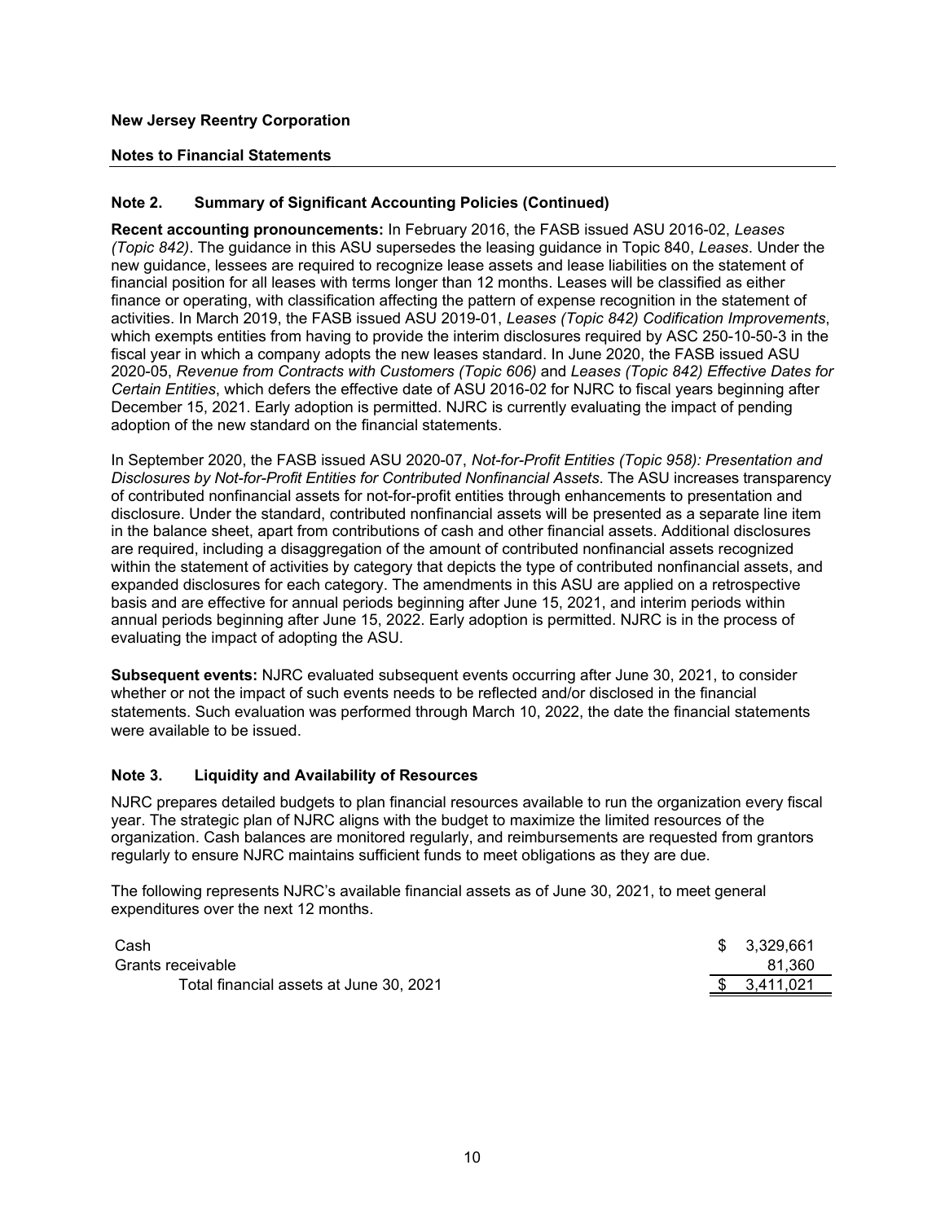**New Jersey Reentry Corporation**

**Notes to Financial Statements**

## Note 2. Summary of Significant Accounting Policies (Continued)

**Recent accounting pronouncements:** In February 2016, the FASB issued ASU 2016-02, *Leases (Topic 842)*. The guidance in this ASU supersedes the leasing guidance in Topic 840, *Leases*. Under the new guidance, lessees are required to recognize lease assets and lease liabilities on the statement of financial position for all leases with terms longer than 12 months. Leases will be classified as either finance or operating, with classification affecting the pattern of expense recognition in the statement of activities. In March 2019, the FASB issued ASU 2019-01, *Leases (Topic 842) Codification Improvements*, which exempts entities from having to provide the interim disclosures required by ASC 250-10-50-3 in the fiscal year in which a company adopts the new leases standard. In June 2020, the FASB issued ASU 2020-05, *Revenue from Contracts with Customers (Topic 606)* and *Leases (Topic 842) Effective Dates for Certain Entities*, which defers the effective date of ASU 2016-02 for NJRC to fiscal years beginning after December 15, 2021. Early adoption is permitted. NJRC is currently evaluating the impact of pending adoption of the new standard on the financial statements.

In September 2020, the FASB issued ASU 2020-07, *Not-for-Profit Entities (Topic 958): Presentation and Disclosures by Not-for-Profit Entities for Contributed Nonfinancial Assets*. The ASU increases transparency of contributed nonfinancial assets for not-for-profit entities through enhancements to presentation and disclosure. Under the standard, contributed nonfinancial assets will be presented as a separate line item in the balance sheet, apart from contributions of cash and other financial assets. Additional disclosures are required, including a disaggregation of the amount of contributed nonfinancial assets recognized within the statement of activities by category that depicts the type of contributed nonfinancial assets, and expanded disclosures for each category. The amendments in this ASU are applied on a retrospective basis and are effective for annual periods beginning after June 15, 2021, and interim periods within annual periods beginning after June 15, 2022. Early adoption is permitted. NJRC is in the process of evaluating the impact of adopting the ASU.

**Subsequent events:** NJRC evaluated subsequent events occurring after June 30, 2021, to consider whether or not the impact of such events needs to be reflected and/or disclosed in the financial statements. Such evaluation was performed through March 10, 2022, the date the financial statements were available to be issued.

## Note 3. Liquidity and Availability of Resources

NJRC prepares detailed budgets to plan financial resources available to run the organization every fiscal year. The strategic plan of NJRC aligns with the budget to maximize the limited resources of the organization. Cash balances are monitored regularly, and reimbursements are requested from grantors regularly to ensure NJRC maintains sufficient funds to meet obligations as they are due.

The following represents NJRC's available financial assets as of June 30, 2021, to meet general expenditures over the next 12 months.

| | |
|---|---|
| Cash | $ 3,329,661 |
| Grants receivable | 81,360 |
| Total financial assets at June 30, 2021 | $ 3,411,021 |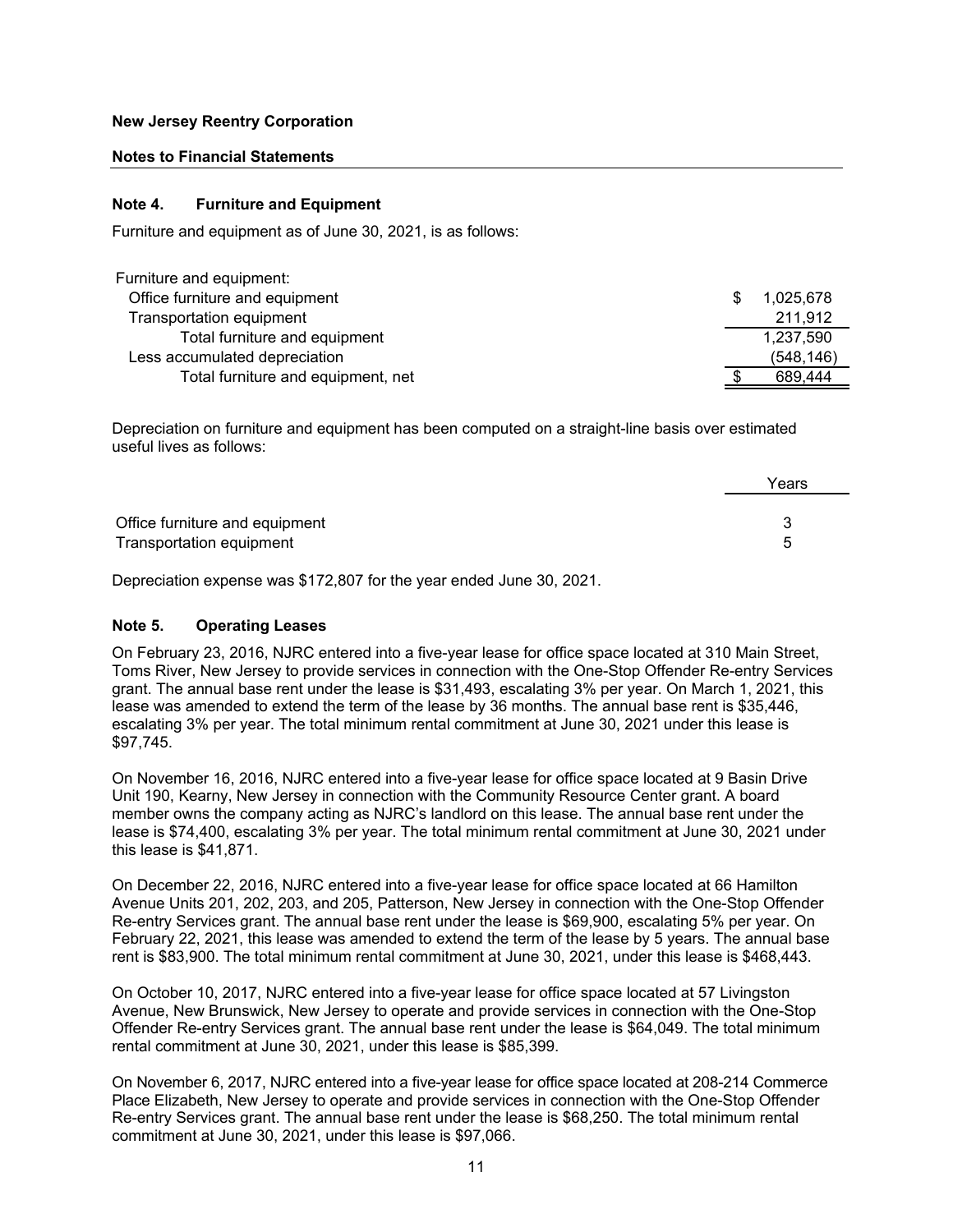**New Jersey Reentry Corporation**

**Notes to Financial Statements**

### Note 4. Furniture and Equipment

Furniture and equipment as of June 30, 2021, is as follows:

| | |
|---|---|
| Furniture and equipment: | |
| Office furniture and equipment | $ 1,025,678 |
| Transportation equipment | 211,912 |
| Total furniture and equipment | 1,237,590 |
| Less accumulated depreciation | (548,146) |
| Total furniture and equipment, net | $ 689,444 |

Depreciation on furniture and equipment has been computed on a straight-line basis over estimated useful lives as follows:

| | Years |
|---|---|
| Office furniture and equipment | 3 |
| Transportation equipment | 5 |

Depreciation expense was $172,807 for the year ended June 30, 2021.

### Note 5. Operating Leases

On February 23, 2016, NJRC entered into a five-year lease for office space located at 310 Main Street, Toms River, New Jersey to provide services in connection with the One-Stop Offender Re-entry Services grant. The annual base rent under the lease is $31,493, escalating 3% per year. On March 1, 2021, this lease was amended to extend the term of the lease by 36 months. The annual base rent is $35,446, escalating 3% per year. The total minimum rental commitment at June 30, 2021 under this lease is $97,745.

On November 16, 2016, NJRC entered into a five-year lease for office space located at 9 Basin Drive Unit 190, Kearny, New Jersey in connection with the Community Resource Center grant. A board member owns the company acting as NJRC's landlord on this lease. The annual base rent under the lease is $74,400, escalating 3% per year. The total minimum rental commitment at June 30, 2021 under this lease is $41,871.

On December 22, 2016, NJRC entered into a five-year lease for office space located at 66 Hamilton Avenue Units 201, 202, 203, and 205, Patterson, New Jersey in connection with the One-Stop Offender Re-entry Services grant. The annual base rent under the lease is $69,900, escalating 5% per year. On February 22, 2021, this lease was amended to extend the term of the lease by 5 years. The annual base rent is $83,900. The total minimum rental commitment at June 30, 2021, under this lease is $468,443.

On October 10, 2017, NJRC entered into a five-year lease for office space located at 57 Livingston Avenue, New Brunswick, New Jersey to operate and provide services in connection with the One-Stop Offender Re-entry Services grant. The annual base rent under the lease is $64,049. The total minimum rental commitment at June 30, 2021, under this lease is $85,399.

On November 6, 2017, NJRC entered into a five-year lease for office space located at 208-214 Commerce Place Elizabeth, New Jersey to operate and provide services in connection with the One-Stop Offender Re-entry Services grant. The annual base rent under the lease is $68,250. The total minimum rental commitment at June 30, 2021, under this lease is $97,066.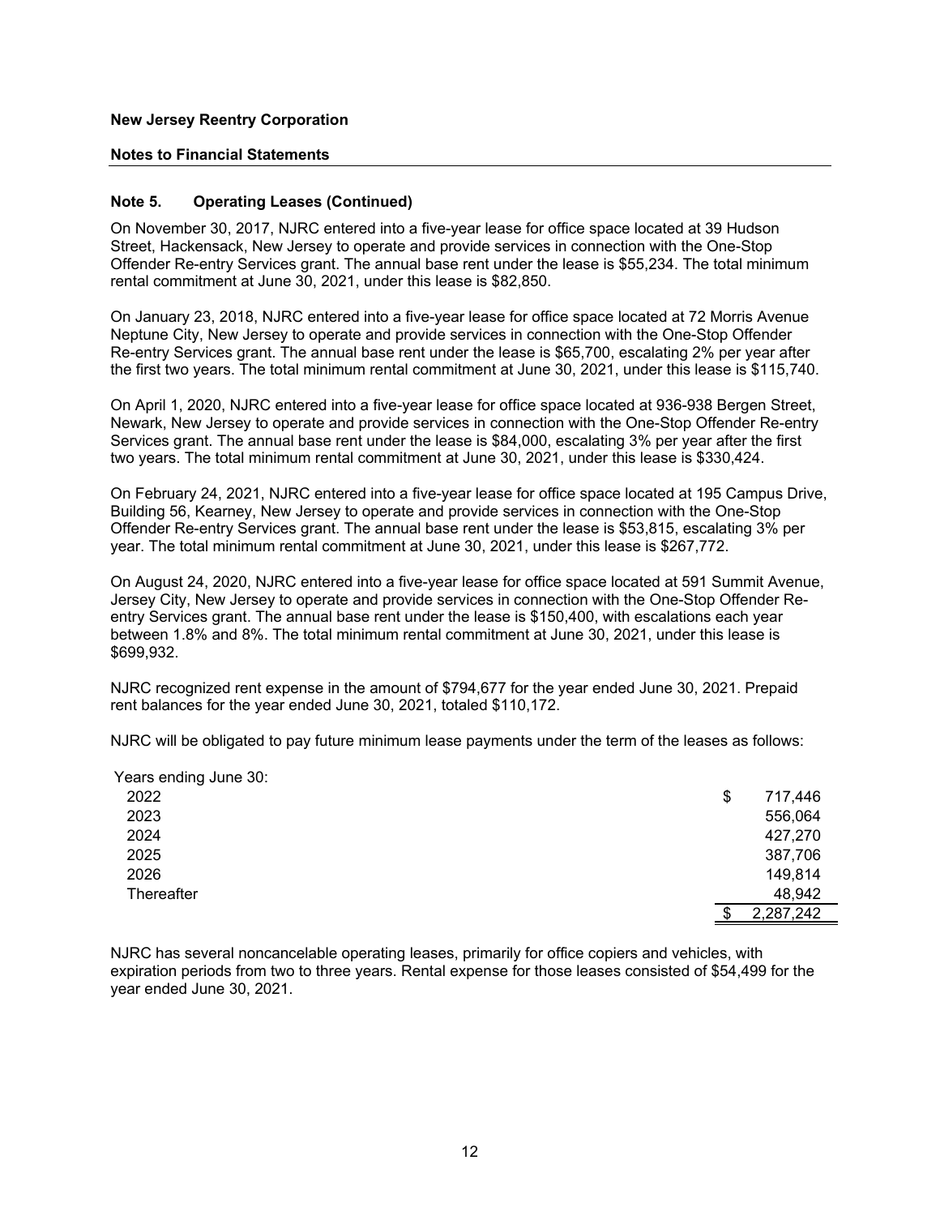**New Jersey Reentry Corporation**

**Notes to Financial Statements**

**Note 5. Operating Leases (Continued)**

On November 30, 2017, NJRC entered into a five-year lease for office space located at 39 Hudson Street, Hackensack, New Jersey to operate and provide services in connection with the One-Stop Offender Re-entry Services grant. The annual base rent under the lease is $55,234. The total minimum rental commitment at June 30, 2021, under this lease is $82,850.

On January 23, 2018, NJRC entered into a five-year lease for office space located at 72 Morris Avenue Neptune City, New Jersey to operate and provide services in connection with the One-Stop Offender Re-entry Services grant. The annual base rent under the lease is $65,700, escalating 2% per year after the first two years. The total minimum rental commitment at June 30, 2021, under this lease is $115,740.

On April 1, 2020, NJRC entered into a five-year lease for office space located at 936-938 Bergen Street, Newark, New Jersey to operate and provide services in connection with the One-Stop Offender Re-entry Services grant. The annual base rent under the lease is $84,000, escalating 3% per year after the first two years. The total minimum rental commitment at June 30, 2021, under this lease is $330,424.

On February 24, 2021, NJRC entered into a five-year lease for office space located at 195 Campus Drive, Building 56, Kearney, New Jersey to operate and provide services in connection with the One-Stop Offender Re-entry Services grant. The annual base rent under the lease is $53,815, escalating 3% per year. The total minimum rental commitment at June 30, 2021, under this lease is $267,772.

On August 24, 2020, NJRC entered into a five-year lease for office space located at 591 Summit Avenue, Jersey City, New Jersey to operate and provide services in connection with the One-Stop Offender Re-entry Services grant. The annual base rent under the lease is $150,400, with escalations each year between 1.8% and 8%. The total minimum rental commitment at June 30, 2021, under this lease is $699,932.

NJRC recognized rent expense in the amount of $794,677 for the year ended June 30, 2021. Prepaid rent balances for the year ended June 30, 2021, totaled $110,172.

NJRC will be obligated to pay future minimum lease payments under the term of the leases as follows:

| Years ending June 30: | |
|---|---|
| 2022 | $ 717,446 |
| 2023 | 556,064 |
| 2024 | 427,270 |
| 2025 | 387,706 |
| 2026 | 149,814 |
| Thereafter | 48,942 |
| | $ 2,287,242 |

NJRC has several noncancelable operating leases, primarily for office copiers and vehicles, with expiration periods from two to three years. Rental expense for those leases consisted of $54,499 for the year ended June 30, 2021.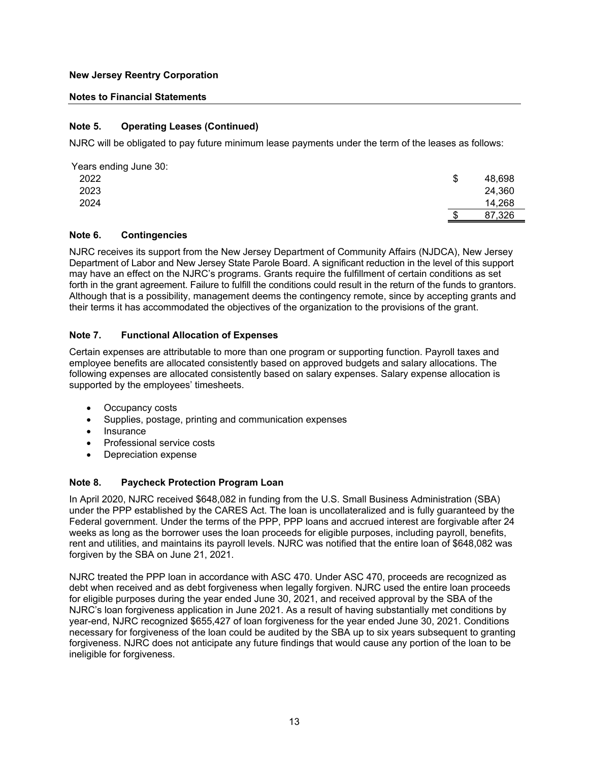**New Jersey Reentry Corporation**

**Notes to Financial Statements**

### Note 5. Operating Leases (Continued)

NJRC will be obligated to pay future minimum lease payments under the term of the leases as follows:

| Years ending June 30: | | |
|---|---|---|
| 2022 | $ | 48,698 |
| 2023 | | 24,360 |
| 2024 | | 14,268 |
| | $ | 87,326 |

### Note 6. Contingencies

NJRC receives its support from the New Jersey Department of Community Affairs (NJDCA), New Jersey Department of Labor and New Jersey State Parole Board. A significant reduction in the level of this support may have an effect on the NJRC's programs. Grants require the fulfillment of certain conditions as set forth in the grant agreement. Failure to fulfill the conditions could result in the return of the funds to grantors. Although that is a possibility, management deems the contingency remote, since by accepting grants and their terms it has accommodated the objectives of the organization to the provisions of the grant.

### Note 7. Functional Allocation of Expenses

Certain expenses are attributable to more than one program or supporting function. Payroll taxes and employee benefits are allocated consistently based on approved budgets and salary allocations. The following expenses are allocated consistently based on salary expenses. Salary expense allocation is supported by the employees' timesheets.

- Occupancy costs
- Supplies, postage, printing and communication expenses
- Insurance
- Professional service costs
- Depreciation expense

### Note 8. Paycheck Protection Program Loan

In April 2020, NJRC received $648,082 in funding from the U.S. Small Business Administration (SBA) under the PPP established by the CARES Act. The loan is uncollateralized and is fully guaranteed by the Federal government. Under the terms of the PPP, PPP loans and accrued interest are forgivable after 24 weeks as long as the borrower uses the loan proceeds for eligible purposes, including payroll, benefits, rent and utilities, and maintains its payroll levels. NJRC was notified that the entire loan of $648,082 was forgiven by the SBA on June 21, 2021.

NJRC treated the PPP loan in accordance with ASC 470. Under ASC 470, proceeds are recognized as debt when received and as debt forgiveness when legally forgiven. NJRC used the entire loan proceeds for eligible purposes during the year ended June 30, 2021, and received approval by the SBA of the NJRC's loan forgiveness application in June 2021. As a result of having substantially met conditions by year-end, NJRC recognized $655,427 of loan forgiveness for the year ended June 30, 2021. Conditions necessary for forgiveness of the loan could be audited by the SBA up to six years subsequent to granting forgiveness. NJRC does not anticipate any future findings that would cause any portion of the loan to be ineligible for forgiveness.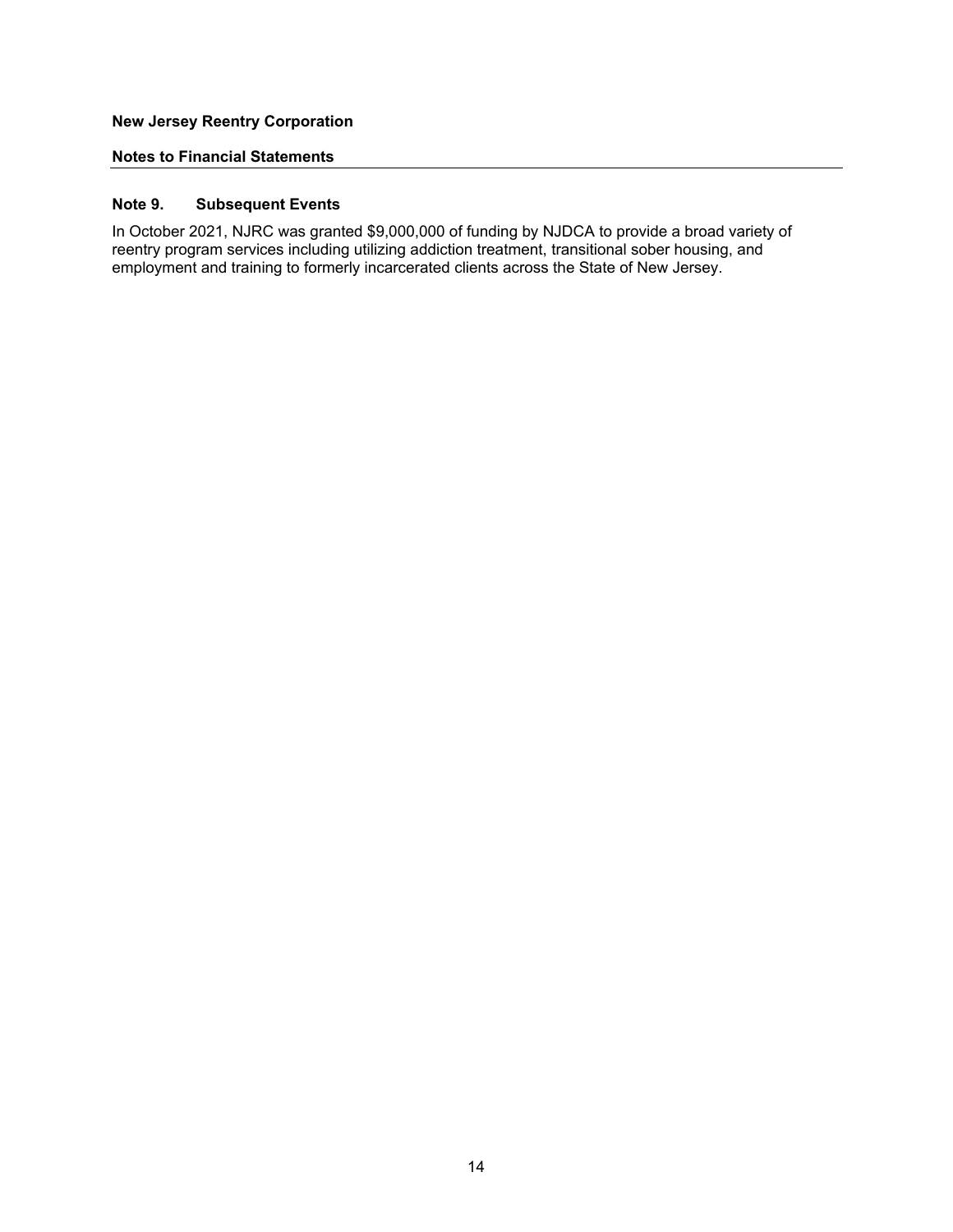**New Jersey Reentry Corporation**

**Notes to Financial Statements**

## Note 9. Subsequent Events

In October 2021, NJRC was granted $9,000,000 of funding by NJDCA to provide a broad variety of reentry program services including utilizing addiction treatment, transitional sober housing, and employment and training to formerly incarcerated clients across the State of New Jersey.